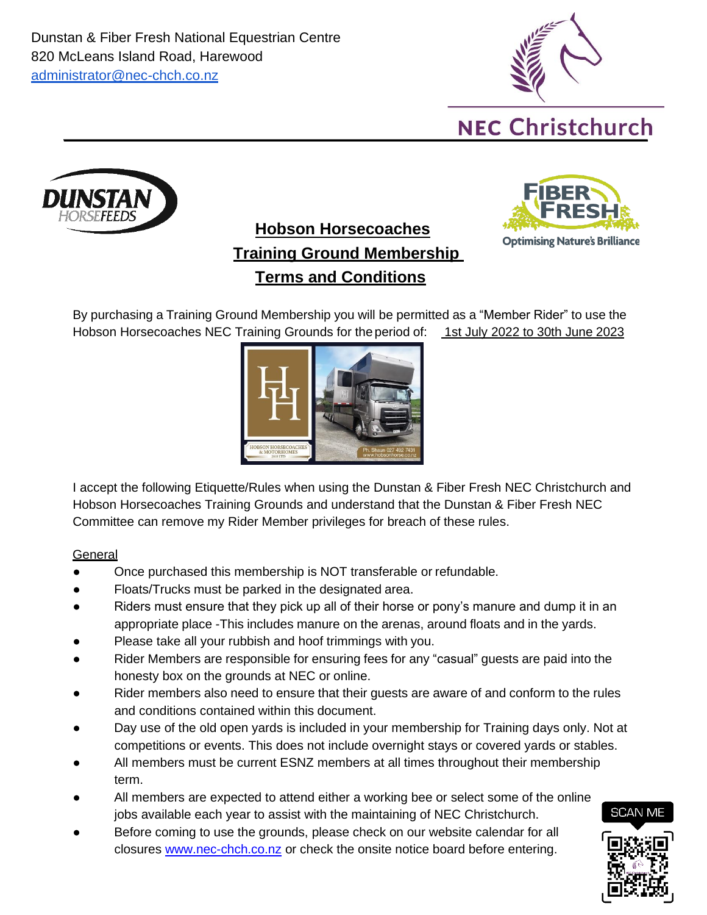Dunstan & Fiber Fresh National Equestrian Centre
820 McLeans Island Road, Harewood
administrator@nec-chch.co.nz

NEC Christchurch

# Hobson Horsecoaches Training Ground Membership Terms and Conditions

By purchasing a Training Ground Membership you will be permitted as a "Member Rider" to use the Hobson Horsecoaches NEC Training Grounds for the period of: 1st July 2022 to 30th June 2023

I accept the following Etiquette/Rules when using the Dunstan & Fiber Fresh NEC Christchurch and Hobson Horsecoaches Training Grounds and understand that the Dunstan & Fiber Fresh NEC Committee can remove my Rider Member privileges for breach of these rules.

## General

- Once purchased this membership is NOT transferable or refundable.
- Floats/Trucks must be parked in the designated area.
- Riders must ensure that they pick up all of their horse or pony's manure and dump it in an appropriate place -This includes manure on the arenas, around floats and in the yards.
- Please take all your rubbish and hoof trimmings with you.
- Rider Members are responsible for ensuring fees for any "casual" guests are paid into the honesty box on the grounds at NEC or online.
- Rider members also need to ensure that their guests are aware of and conform to the rules and conditions contained within this document.
- Day use of the old open yards is included in your membership for Training days only. Not at competitions or events. This does not include overnight stays or covered yards or stables.
- All members must be current ESNZ members at all times throughout their membership term.
- All members are expected to attend either a working bee or select some of the online jobs available each year to assist with the maintaining of NEC Christchurch.
- Before coming to use the grounds, please check on our website calendar for all closures www.nec-chch.co.nz or check the onsite notice board before entering.

SCAN ME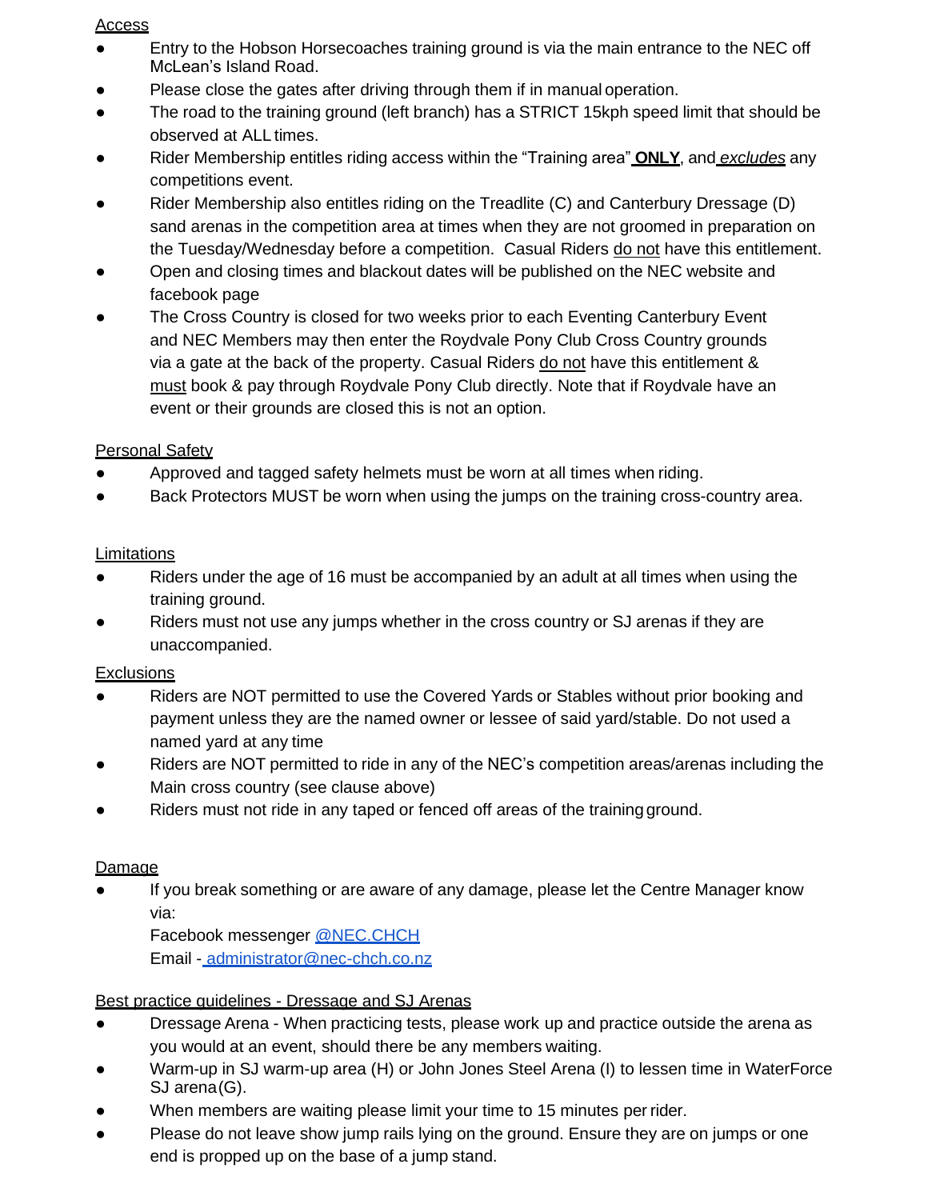Access

- Entry to the Hobson Horsecoaches training ground is via the main entrance to the NEC off McLean's Island Road.
- Please close the gates after driving through them if in manual operation.
- The road to the training ground (left branch) has a STRICT 15kph speed limit that should be observed at ALL times.
- Rider Membership entitles riding access within the "Training area" ***ONLY***, and *excludes* any competitions event.
- Rider Membership also entitles riding on the Treadlite (C) and Canterbury Dressage (D) sand arenas in the competition area at times when they are not groomed in preparation on the Tuesday/Wednesday before a competition. Casual Riders do not have this entitlement.
- Open and closing times and blackout dates will be published on the NEC website and facebook page
- The Cross Country is closed for two weeks prior to each Eventing Canterbury Event and NEC Members may then enter the Roydvale Pony Club Cross Country grounds via a gate at the back of the property. Casual Riders do not have this entitlement & must book & pay through Roydvale Pony Club directly. Note that if Roydvale have an event or their grounds are closed this is not an option.

Personal Safety

- Approved and tagged safety helmets must be worn at all times when riding.
- Back Protectors MUST be worn when using the jumps on the training cross-country area.

Limitations

- Riders under the age of 16 must be accompanied by an adult at all times when using the training ground.
- Riders must not use any jumps whether in the cross country or SJ arenas if they are unaccompanied.

Exclusions

- Riders are NOT permitted to use the Covered Yards or Stables without prior booking and payment unless they are the named owner or lessee of said yard/stable. Do not used a named yard at any time
- Riders are NOT permitted to ride in any of the NEC's competition areas/arenas including the Main cross country (see clause above)
- Riders must not ride in any taped or fenced off areas of the training ground.

Damage

- If you break something or are aware of any damage, please let the Centre Manager know via:
  Facebook messenger @NEC.CHCH
  Email - administrator@nec-chch.co.nz

Best practice guidelines - Dressage and SJ Arenas

- Dressage Arena - When practicing tests, please work up and practice outside the arena as you would at an event, should there be any members waiting.
- Warm-up in SJ warm-up area (H) or John Jones Steel Arena (I) to lessen time in WaterForce SJ arena (G).
- When members are waiting please limit your time to 15 minutes per rider.
- Please do not leave show jump rails lying on the ground. Ensure they are on jumps or one end is propped up on the base of a jump stand.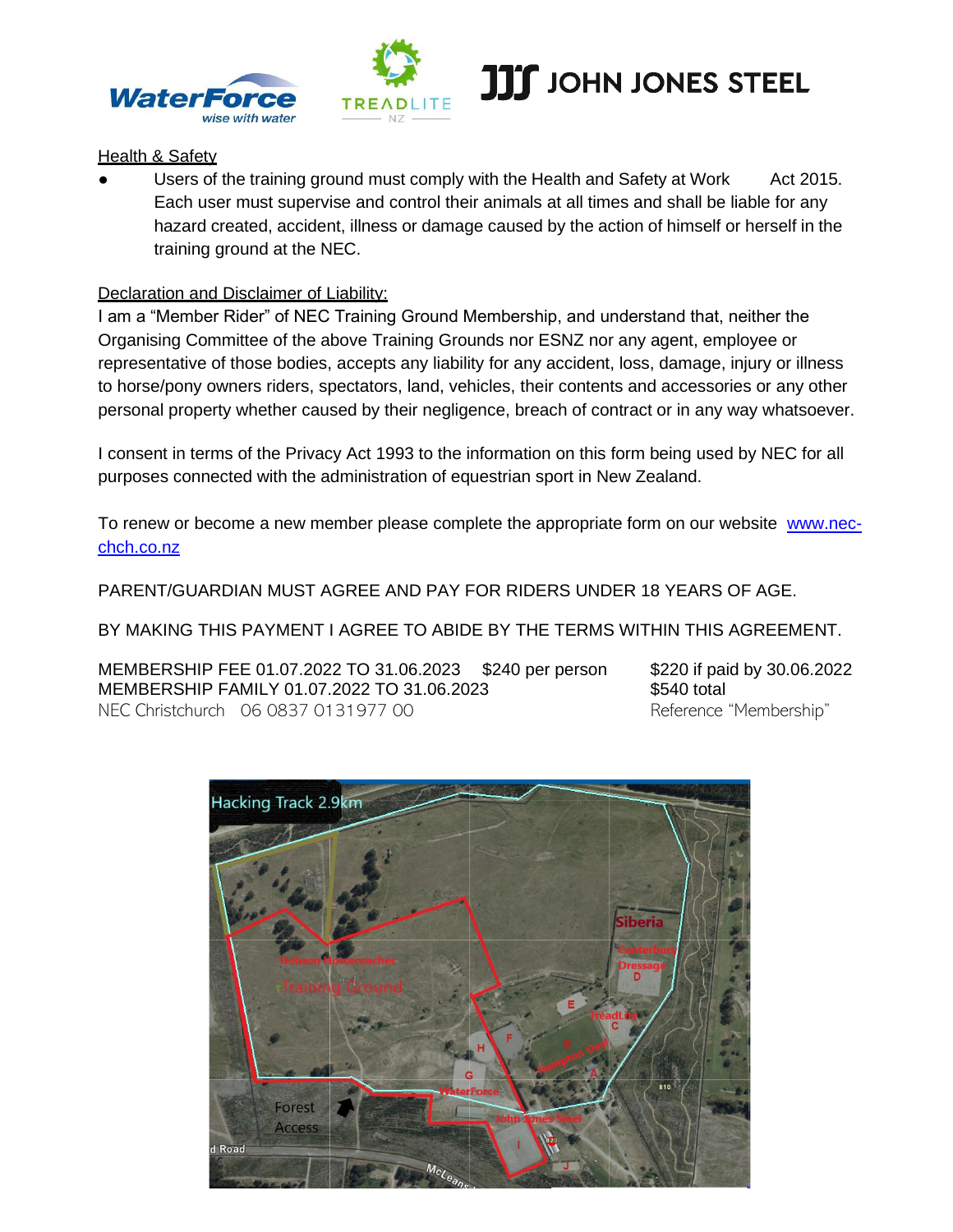Health & Safety

- Users of the training ground must comply with the Health and Safety at Work Act 2015. Each user must supervise and control their animals at all times and shall be liable for any hazard created, accident, illness or damage caused by the action of himself or herself in the training ground at the NEC.

Declaration and Disclaimer of Liability:

I am a "Member Rider" of NEC Training Ground Membership, and understand that, neither the Organising Committee of the above Training Grounds nor ESNZ nor any agent, employee or representative of those bodies, accepts any liability for any accident, loss, damage, injury or illness to horse/pony owners riders, spectators, land, vehicles, their contents and accessories or any other personal property whether caused by their negligence, breach of contract or in any way whatsoever.

I consent in terms of the Privacy Act 1993 to the information on this form being used by NEC for all purposes connected with the administration of equestrian sport in New Zealand.

To renew or become a new member please complete the appropriate form on our website [www.nec-chch.co.nz](www.nec-chch.co.nz)

PARENT/GUARDIAN MUST AGREE AND PAY FOR RIDERS UNDER 18 YEARS OF AGE.

BY MAKING THIS PAYMENT I AGREE TO ABIDE BY THE TERMS WITHIN THIS AGREEMENT.

MEMBERSHIP FEE 01.07.2022 TO 31.06.2023 $240 per person $220 if paid by 30.06.2022
MEMBERSHIP FAMILY 01.07.2022 TO 31.06.2023 $540 total
NEC Christchurch 06 0837 0131977 00 Reference "Membership"

Hacking Track 2.9km

Siberia

Canterbury Dressage

Holmon Horsecoaches

Training Ground

TreadLite

Hampton Oval

WaterForce

John Jones Steel

Forest Access

A B C D E F G H I J

810

820

d Road

McLeans